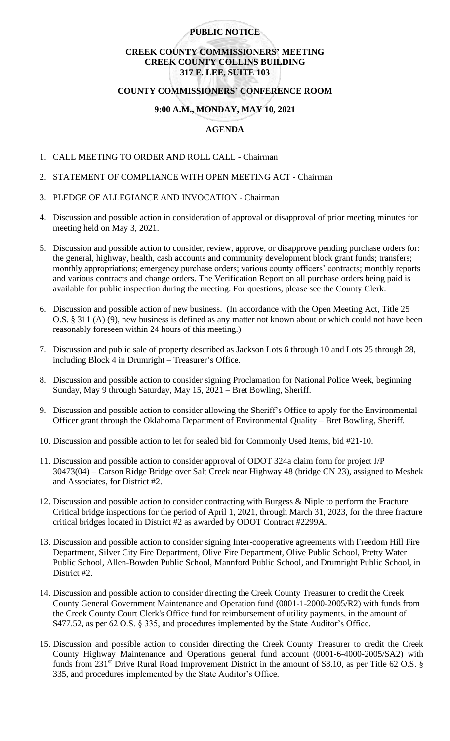**PUBLIC NOTICE**

**CREEK COUNTY COMMISSIONERS' MEETING**
**CREEK COUNTY COLLINS BUILDING**
**317 E. LEE, SUITE 103**

**COUNTY COMMISSIONERS' CONFERENCE ROOM**

**9:00 A.M., MONDAY, MAY 10, 2021**

**AGENDA**

1. CALL MEETING TO ORDER AND ROLL CALL - Chairman

2. STATEMENT OF COMPLIANCE WITH OPEN MEETING ACT - Chairman

3. PLEDGE OF ALLEGIANCE AND INVOCATION - Chairman

4. Discussion and possible action in consideration of approval or disapproval of prior meeting minutes for meeting held on May 3, 2021.

5. Discussion and possible action to consider, review, approve, or disapprove pending purchase orders for: the general, highway, health, cash accounts and community development block grant funds; transfers; monthly appropriations; emergency purchase orders; various county officers' contracts; monthly reports and various contracts and change orders. The Verification Report on all purchase orders being paid is available for public inspection during the meeting. For questions, please see the County Clerk.

6. Discussion and possible action of new business. (In accordance with the Open Meeting Act, Title 25 O.S. § 311 (A) (9), new business is defined as any matter not known about or which could not have been reasonably foreseen within 24 hours of this meeting.)

7. Discussion and public sale of property described as Jackson Lots 6 through 10 and Lots 25 through 28, including Block 4 in Drumright – Treasurer's Office.

8. Discussion and possible action to consider signing Proclamation for National Police Week, beginning Sunday, May 9 through Saturday, May 15, 2021 – Bret Bowling, Sheriff.

9. Discussion and possible action to consider allowing the Sheriff's Office to apply for the Environmental Officer grant through the Oklahoma Department of Environmental Quality – Bret Bowling, Sheriff.

10. Discussion and possible action to let for sealed bid for Commonly Used Items, bid #21-10.

11. Discussion and possible action to consider approval of ODOT 324a claim form for project J/P 30473(04) – Carson Ridge Bridge over Salt Creek near Highway 48 (bridge CN 23), assigned to Meshek and Associates, for District #2.

12. Discussion and possible action to consider contracting with Burgess & Niple to perform the Fracture Critical bridge inspections for the period of April 1, 2021, through March 31, 2023, for the three fracture critical bridges located in District #2 as awarded by ODOT Contract #2299A.

13. Discussion and possible action to consider signing Inter-cooperative agreements with Freedom Hill Fire Department, Silver City Fire Department, Olive Fire Department, Olive Public School, Pretty Water Public School, Allen-Bowden Public School, Mannford Public School, and Drumright Public School, in District #2.

14. Discussion and possible action to consider directing the Creek County Treasurer to credit the Creek County General Government Maintenance and Operation fund (0001-1-2000-2005/R2) with funds from the Creek County Court Clerk's Office fund for reimbursement of utility payments, in the amount of $477.52, as per 62 O.S. § 335, and procedures implemented by the State Auditor's Office.

15. Discussion and possible action to consider directing the Creek County Treasurer to credit the Creek County Highway Maintenance and Operations general fund account (0001-6-4000-2005/SA2) with funds from 231st Drive Rural Road Improvement District in the amount of $8.10, as per Title 62 O.S. § 335, and procedures implemented by the State Auditor's Office.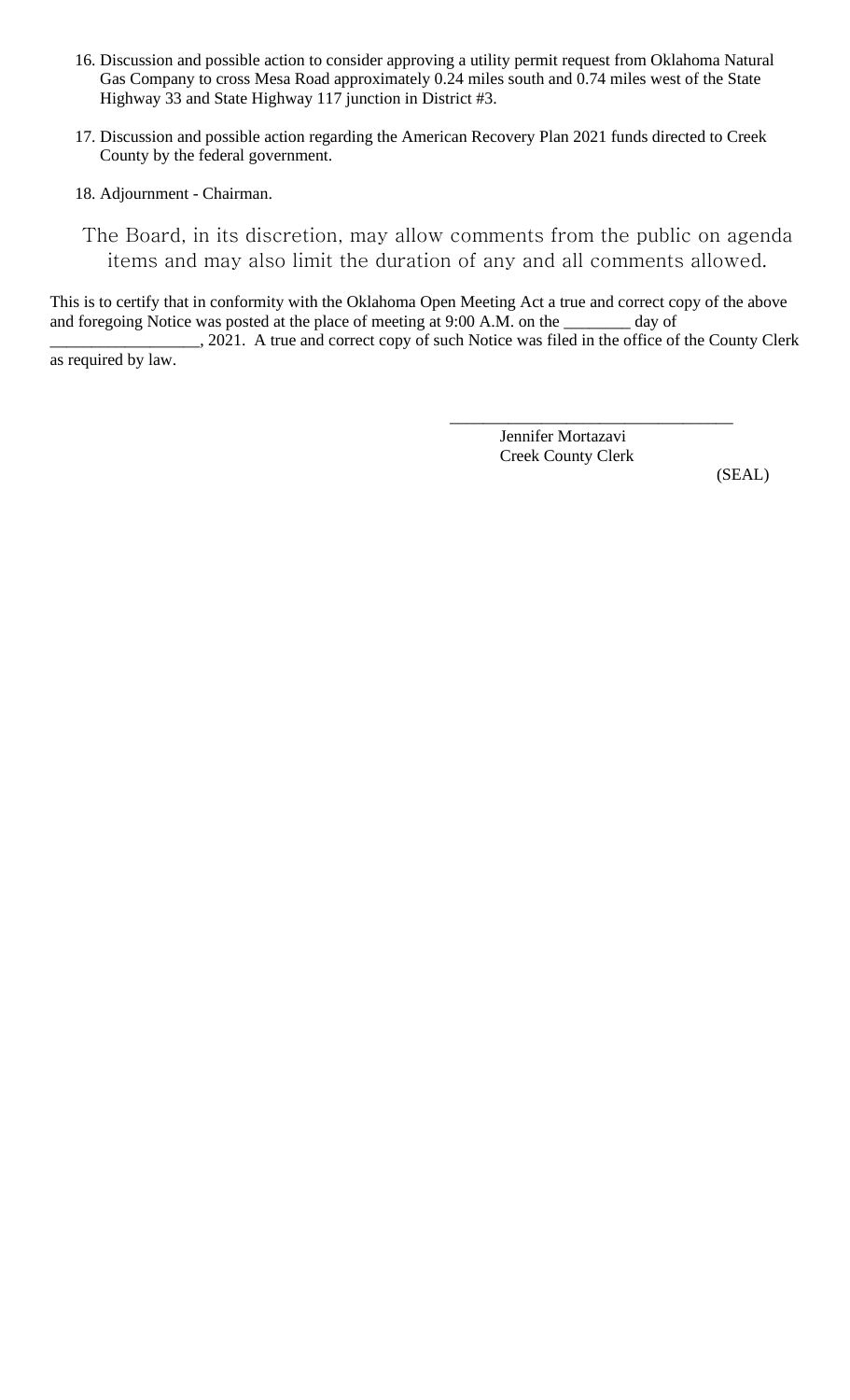16. Discussion and possible action to consider approving a utility permit request from Oklahoma Natural Gas Company to cross Mesa Road approximately 0.24 miles south and 0.74 miles west of the State Highway 33 and State Highway 117 junction in District #3.

17. Discussion and possible action regarding the American Recovery Plan 2021 funds directed to Creek County by the federal government.

18. Adjournment - Chairman.

The Board, in its discretion, may allow comments from the public on agenda items and may also limit the duration of any and all comments allowed.

This is to certify that in conformity with the Oklahoma Open Meeting Act a true and correct copy of the above and foregoing Notice was posted at the place of meeting at 9:00 A.M. on the ________ day of _________________, 2021. A true and correct copy of such Notice was filed in the office of the County Clerk as required by law.

_________________________________

Jennifer Mortazavi
Creek County Clerk

(SEAL)